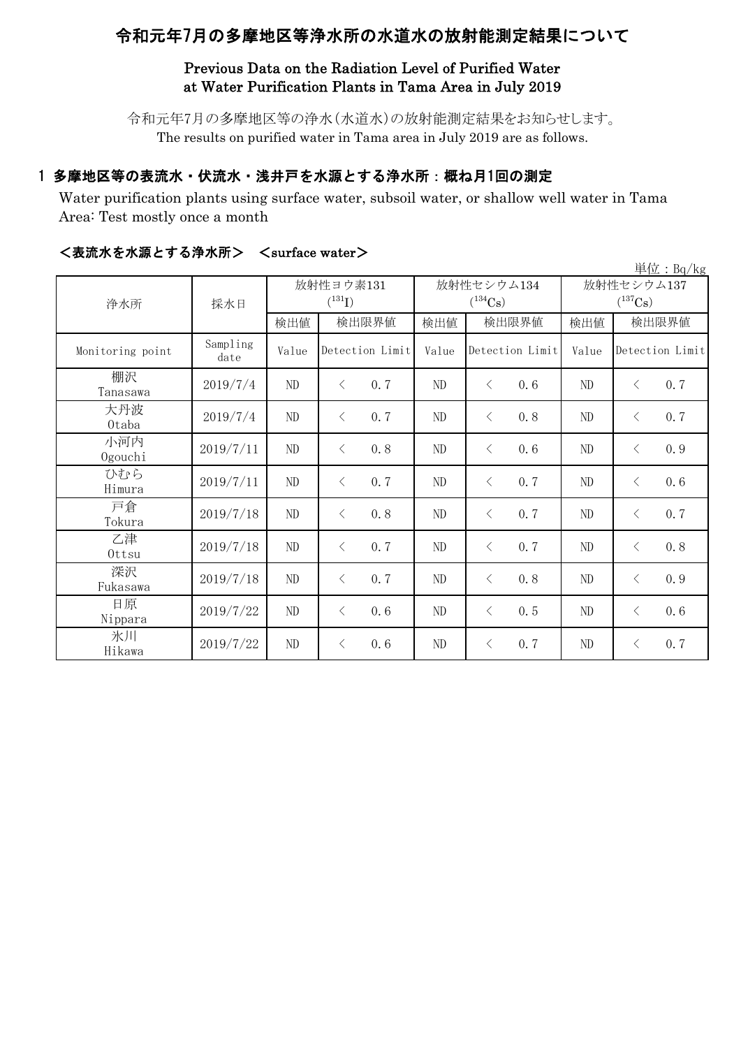# 令和元年7月の多摩地区等浄水所の水道水の放射能測定結果について

## Previous Data on the Radiation Level of Purified Water at Water Purification Plants in Tama Area in July 2019

令和元年7月の多摩地区等の浄水(水道水)の放射能測定結果をお知らせします。
The results on purified water in Tama area in July 2019 are as follows.

### 1 多摩地区等の表流水・伏流水・浅井戸を水源とする浄水所：概ね月1回の測定

Water purification plants using surface water, subsoil water, or shallow well water in Tama Area: Test mostly once a month

#### ＜表流水を水源とする浄水所＞　＜surface water＞

単位：Bq/kg

| 浄水所 | 採水日 | 放射性ヨウ素131 ($^{131}I$) | | 放射性セシウム134 ($^{134}Cs$) | | 放射性セシウム137 ($^{137}Cs$) | |
|---|---|---|---|---|---|---|---|
| | | 検出値 | 検出限界値 | 検出値 | 検出限界値 | 検出値 | 検出限界値 |
| Monitoring point | Sampling date | Value | Detection Limit | Value | Detection Limit | Value | Detection Limit |
| 棚沢 Tanasawa | 2019/7/4 | ND | ＜ 0.7 | ND | ＜ 0.6 | ND | ＜ 0.7 |
| 大丹波 Otaba | 2019/7/4 | ND | ＜ 0.7 | ND | ＜ 0.8 | ND | ＜ 0.7 |
| 小河内 Ogouchi | 2019/7/11 | ND | ＜ 0.8 | ND | ＜ 0.6 | ND | ＜ 0.9 |
| ひむら Himura | 2019/7/11 | ND | ＜ 0.7 | ND | ＜ 0.7 | ND | ＜ 0.6 |
| 戸倉 Tokura | 2019/7/18 | ND | ＜ 0.8 | ND | ＜ 0.7 | ND | ＜ 0.7 |
| 乙津 Ottsu | 2019/7/18 | ND | ＜ 0.7 | ND | ＜ 0.7 | ND | ＜ 0.8 |
| 深沢 Fukasawa | 2019/7/18 | ND | ＜ 0.7 | ND | ＜ 0.8 | ND | ＜ 0.9 |
| 日原 Nippara | 2019/7/22 | ND | ＜ 0.6 | ND | ＜ 0.5 | ND | ＜ 0.6 |
| 氷川 Hikawa | 2019/7/22 | ND | ＜ 0.6 | ND | ＜ 0.7 | ND | ＜ 0.7 |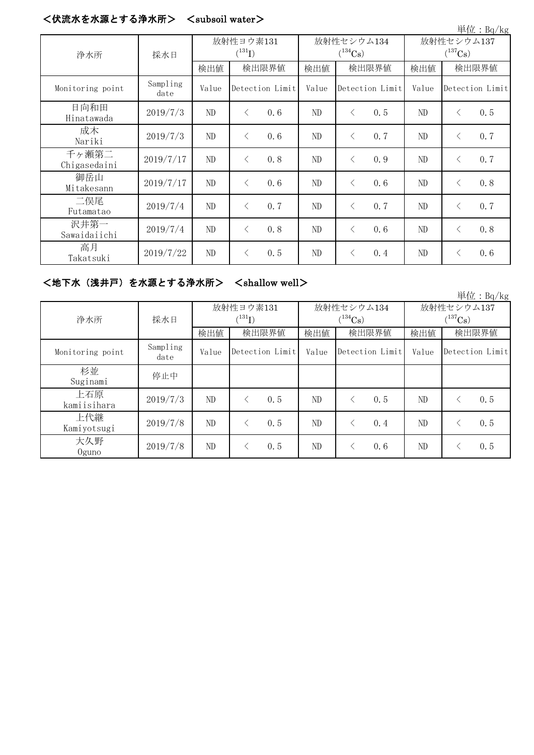## <伏流水を水源とする浄水所> <subsoil water>

単位：Bq/kg

| 浄水所 | 採水日 | 放射性ヨウ素131 ($^{131}I$) | | 放射性セシウム134 ($^{134}Cs$) | | 放射性セシウム137 ($^{137}Cs$) | |
|---|---|---|---|---|---|---|---|
| | | 検出値 | 検出限界値 | 検出値 | 検出限界値 | 検出値 | 検出限界値 |
| Monitoring point | Sampling date | Value | Detection Limit | Value | Detection Limit | Value | Detection Limit |
| 日向和田 Hinatawada | 2019/7/3 | ND | ＜ 0.6 | ND | ＜ 0.5 | ND | ＜ 0.5 |
| 成木 Nariki | 2019/7/3 | ND | ＜ 0.6 | ND | ＜ 0.7 | ND | ＜ 0.7 |
| 千ヶ瀬第二 Chigasedaini | 2019/7/17 | ND | ＜ 0.8 | ND | ＜ 0.9 | ND | ＜ 0.7 |
| 御岳山 Mitakesann | 2019/7/17 | ND | ＜ 0.6 | ND | ＜ 0.6 | ND | ＜ 0.8 |
| 二俣尾 Futamatao | 2019/7/4 | ND | ＜ 0.7 | ND | ＜ 0.7 | ND | ＜ 0.7 |
| 沢井第一 Sawaidaiichi | 2019/7/4 | ND | ＜ 0.8 | ND | ＜ 0.6 | ND | ＜ 0.8 |
| 高月 Takatsuki | 2019/7/22 | ND | ＜ 0.5 | ND | ＜ 0.4 | ND | ＜ 0.6 |

## <地下水（浅井戸）を水源とする浄水所> <shallow well>

単位：Bq/kg

| 浄水所 | 採水日 | 放射性ヨウ素131 ($^{131}I$) | | 放射性セシウム134 ($^{134}Cs$) | | 放射性セシウム137 ($^{137}Cs$) | |
|---|---|---|---|---|---|---|---|
| | | 検出値 | 検出限界値 | 検出値 | 検出限界値 | 検出値 | 検出限界値 |
| Monitoring point | Sampling date | Value | Detection Limit | Value | Detection Limit | Value | Detection Limit |
| 杉並 Suginami | 停止中 | | | | | | |
| 上石原 kamiisihara | 2019/7/3 | ND | ＜ 0.5 | ND | ＜ 0.5 | ND | ＜ 0.5 |
| 上代継 Kamiyotsugi | 2019/7/8 | ND | ＜ 0.5 | ND | ＜ 0.4 | ND | ＜ 0.5 |
| 大久野 Oguno | 2019/7/8 | ND | ＜ 0.5 | ND | ＜ 0.6 | ND | ＜ 0.5 |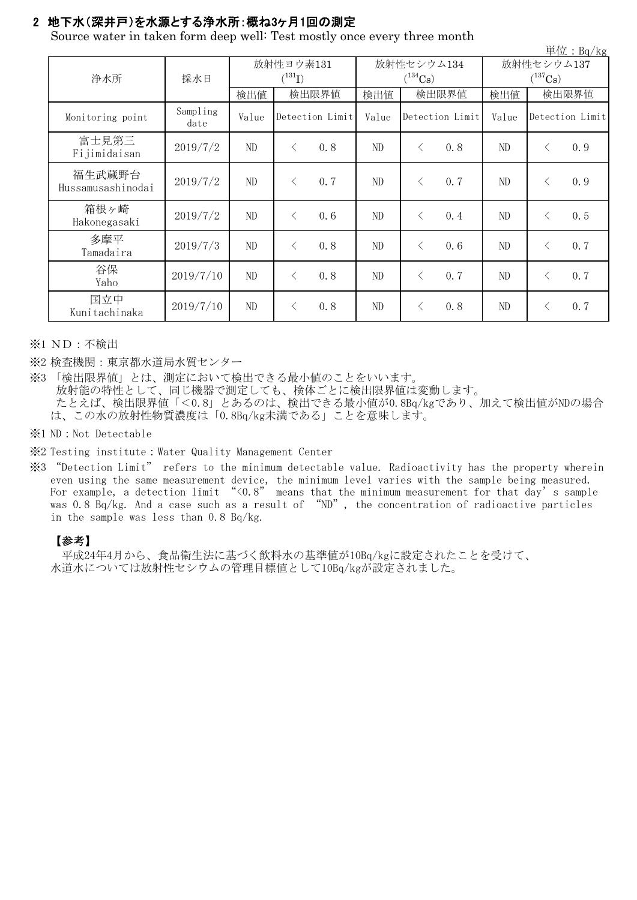## 2 地下水(深井戸)を水源とする浄水所:概ね3ヶ月1回の測定

Source water in taken form deep well: Test mostly once every three month

単位：Bq/kg

| 浄水所 | 採水日 | 放射性ヨウ素131 ($^{131}I$) | | 放射性セシウム134 ($^{134}Cs$) | | 放射性セシウム137 ($^{137}Cs$) | |
|---|---|---|---|---|---|---|---|
| | | 検出値 | 検出限界値 | 検出値 | 検出限界値 | 検出値 | 検出限界値 |
| Monitoring point | Sampling date | Value | Detection Limit | Value | Detection Limit | Value | Detection Limit |
| 富士見第三 Fijimidaisan | 2019/7/2 | ND | < 0.8 | ND | < 0.8 | ND | < 0.9 |
| 福生武蔵野台 Hussamusashinodai | 2019/7/2 | ND | < 0.7 | ND | < 0.7 | ND | < 0.9 |
| 箱根ヶ崎 Hakonegasaki | 2019/7/2 | ND | < 0.6 | ND | < 0.4 | ND | < 0.5 |
| 多摩平 Tamadaira | 2019/7/3 | ND | < 0.8 | ND | < 0.6 | ND | < 0.7 |
| 谷保 Yaho | 2019/7/10 | ND | < 0.8 | ND | < 0.7 | ND | < 0.7 |
| 国立中 Kunitachinaka | 2019/7/10 | ND | < 0.8 | ND | < 0.8 | ND | < 0.7 |

※1 ND：不検出

※2 検査機関：東京都水道局水質センター

※3 「検出限界値」とは、測定において検出できる最小値のことをいいます。
放射能の特性として、同じ機器で測定しても、検体ごとに検出限界値は変動します。
たとえば、検出限界値「<0.8」とあるのは、検出できる最小値が0.8Bq/kgであり、加えて検出値がNDの場合は、この水の放射性物質濃度は「0.8Bq/kg未満である」ことを意味します。

※1 ND : Not Detectable

※2 Testing institute : Water Quality Management Center

※3 "Detection Limit" refers to the minimum detectable value. Radioactivity has the property wherein even using the same measurement device, the minimum level varies with the sample being measured. For example, a detection limit "<0.8" means that the minimum measurement for that day's sample was 0.8 Bq/kg. And a case such as a result of "ND", the concentration of radioactive particles in the sample was less than 0.8 Bq/kg.

**【参考】**

平成24年4月から、食品衛生法に基づく飲料水の基準値が10Bq/kgに設定されたことを受けて、水道水については放射性セシウムの管理目標値として10Bq/kgが設定されました。